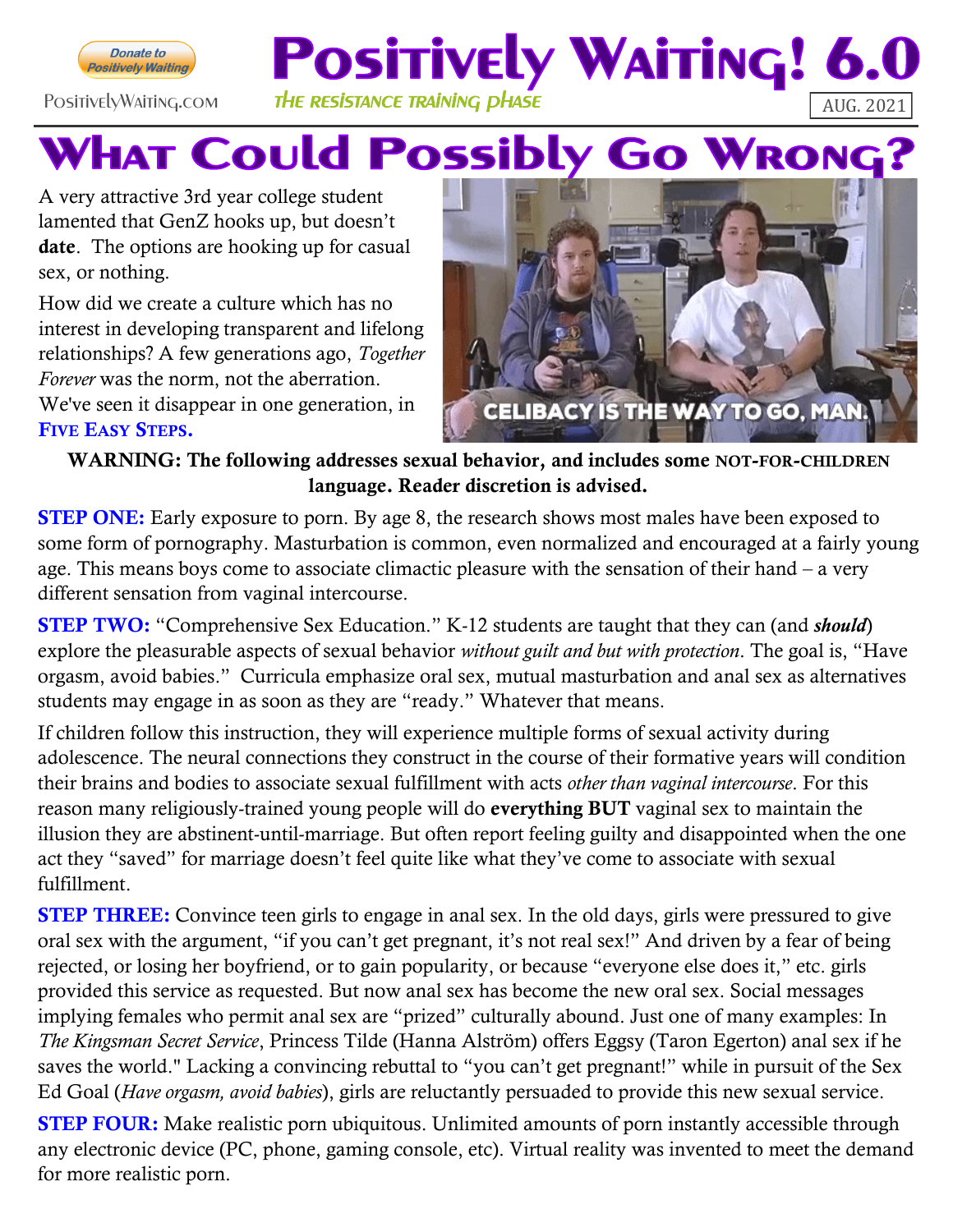Donate to Positively Waiting

PositivelyWaiting.com

# Positively Waiting! 6.0

*THE RESISTANCE TRAINING PHASE*

AUG. 2021

# What Could Possibly Go Wrong?

A very attractive 3rd year college student lamented that GenZ hooks up, but doesn't **date**. The options are hooking up for casual sex, or nothing.

How did we create a culture which has no interest in developing transparent and lifelong relationships? A few generations ago, *Together Forever* was the norm, not the aberration. We've seen it disappear in one generation, in **Five Easy Steps.**

CELIBACY IS THE WAY TO GO, MAN.

**WARNING: The following addresses sexual behavior, and includes some NOT-FOR-CHILDREN language. Reader discretion is advised.**

**STEP ONE:** Early exposure to porn. By age 8, the research shows most males have been exposed to some form of pornography. Masturbation is common, even normalized and encouraged at a fairly young age. This means boys come to associate climactic pleasure with the sensation of their hand – a very different sensation from vaginal intercourse.

**STEP TWO:** "Comprehensive Sex Education." K-12 students are taught that they can (and ***should***) explore the pleasurable aspects of sexual behavior *without guilt and but with protection*. The goal is, "Have orgasm, avoid babies." Curricula emphasize oral sex, mutual masturbation and anal sex as alternatives students may engage in as soon as they are "ready." Whatever that means.

If children follow this instruction, they will experience multiple forms of sexual activity during adolescence. The neural connections they construct in the course of their formative years will condition their brains and bodies to associate sexual fulfillment with acts *other than vaginal intercourse*. For this reason many religiously-trained young people will do **everything BUT** vaginal sex to maintain the illusion they are abstinent-until-marriage. But often report feeling guilty and disappointed when the one act they "saved" for marriage doesn't feel quite like what they've come to associate with sexual fulfillment.

**STEP THREE:** Convince teen girls to engage in anal sex. In the old days, girls were pressured to give oral sex with the argument, "if you can't get pregnant, it's not real sex!" And driven by a fear of being rejected, or losing her boyfriend, or to gain popularity, or because "everyone else does it," etc. girls provided this service as requested. But now anal sex has become the new oral sex. Social messages implying females who permit anal sex are "prized" culturally abound. Just one of many examples: In *The Kingsman Secret Service*, Princess Tilde (Hanna Alström) offers Eggsy (Taron Egerton) anal sex if he saves the world." Lacking a convincing rebuttal to "you can't get pregnant!" while in pursuit of the Sex Ed Goal (*Have orgasm, avoid babies*), girls are reluctantly persuaded to provide this new sexual service.

**STEP FOUR:** Make realistic porn ubiquitous. Unlimited amounts of porn instantly accessible through any electronic device (PC, phone, gaming console, etc). Virtual reality was invented to meet the demand for more realistic porn.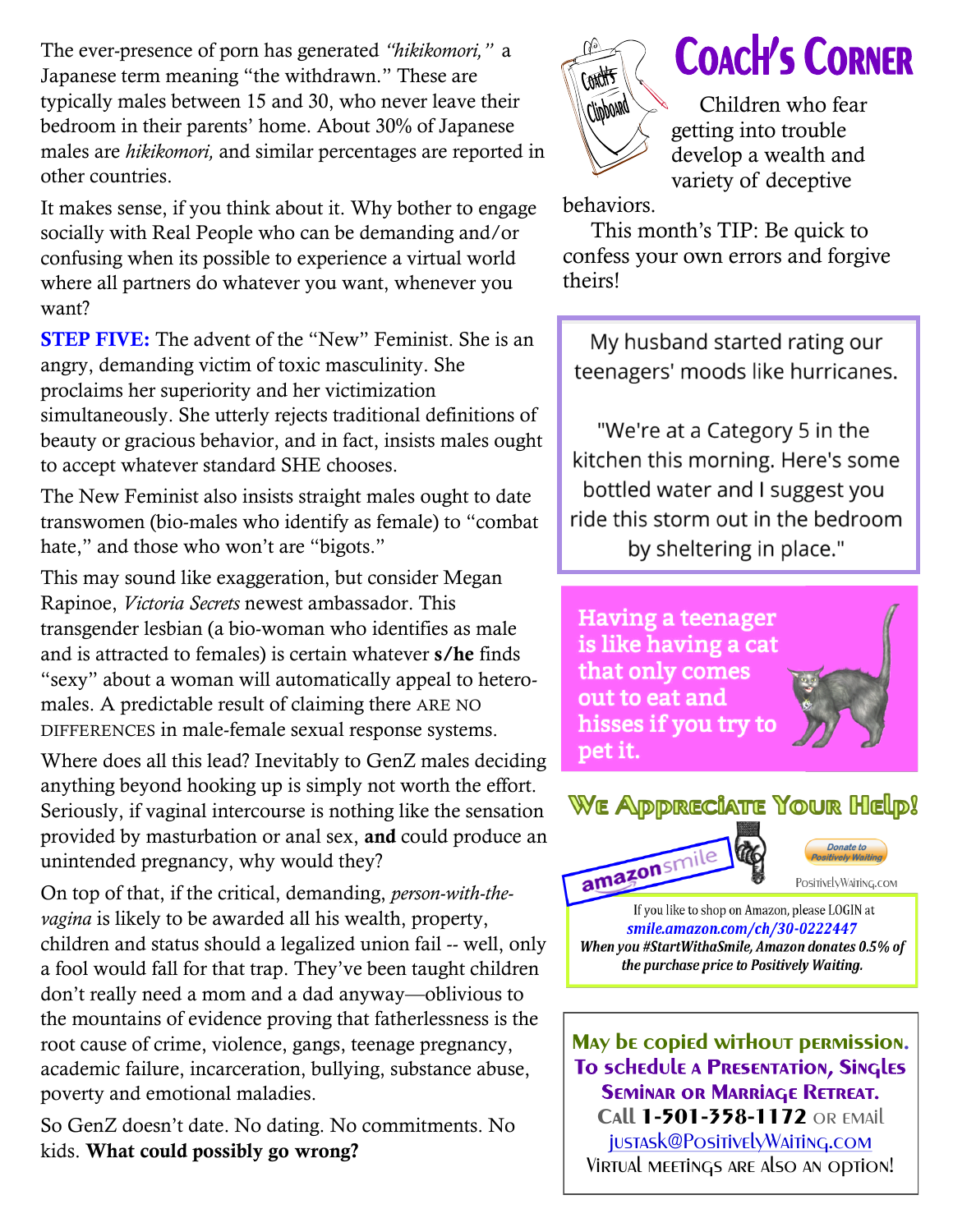The ever-presence of porn has generated *"hikikomori,"* a Japanese term meaning "the withdrawn." These are typically males between 15 and 30, who never leave their bedroom in their parents' home. About 30% of Japanese males are *hikikomori,* and similar percentages are reported in other countries.

It makes sense, if you think about it. Why bother to engage socially with Real People who can be demanding and/or confusing when its possible to experience a virtual world where all partners do whatever you want, whenever you want?

**STEP FIVE:** The advent of the "New" Feminist. She is an angry, demanding victim of toxic masculinity. She proclaims her superiority and her victimization simultaneously. She utterly rejects traditional definitions of beauty or gracious behavior, and in fact, insists males ought to accept whatever standard SHE chooses.

The New Feminist also insists straight males ought to date transwomen (bio-males who identify as female) to "combat hate," and those who won't are "bigots."

This may sound like exaggeration, but consider Megan Rapinoe, *Victoria Secrets* newest ambassador. This transgender lesbian (a bio-woman who identifies as male and is attracted to females) is certain whatever **s/he** finds "sexy" about a woman will automatically appeal to hetero-males. A predictable result of claiming there ARE NO DIFFERENCES in male-female sexual response systems.

Where does all this lead? Inevitably to GenZ males deciding anything beyond hooking up is simply not worth the effort. Seriously, if vaginal intercourse is nothing like the sensation provided by masturbation or anal sex, **and** could produce an unintended pregnancy, why would they?

On top of that, if the critical, demanding, *person-with-the-vagina* is likely to be awarded all his wealth, property, children and status should a legalized union fail -- well, only a fool would fall for that trap. They've been taught children don't really need a mom and a dad anyway—oblivious to the mountains of evidence proving that fatherlessness is the root cause of crime, violence, gangs, teenage pregnancy, academic failure, incarceration, bullying, substance abuse, poverty and emotional maladies.

So GenZ doesn't date. No dating. No commitments. No kids. **What could possibly go wrong?**

# Coach's Corner

Coach's Clipboard

Children who fear getting into trouble develop a wealth and variety of deceptive behaviors.

This month's TIP: Be quick to confess your own errors and forgive theirs!

My husband started rating our teenagers' moods like hurricanes.

"We're at a Category 5 in the kitchen this morning. Here's some bottled water and I suggest you ride this storm out in the bedroom by sheltering in place."

Having a teenager is like having a cat that only comes out to eat and hisses if you try to pet it.

## We Appreciate Your Help!

amazonsmile

Donate to Positively Waiting

PositivelyWaiting.com

If you like to shop on Amazon, please LOGIN at
smile.amazon.com/ch/30-0222447
***When you #StartWithaSmile, Amazon donates 0.5% of the purchase price to Positively Waiting.***

**May be copied without permission.**
**To schedule a Presentation, Singles Seminar or Marriage Retreat.**
**Call 1-501-358-1172** or email
justask@PositivelyWaiting.com
Virtual meetings are also an option!